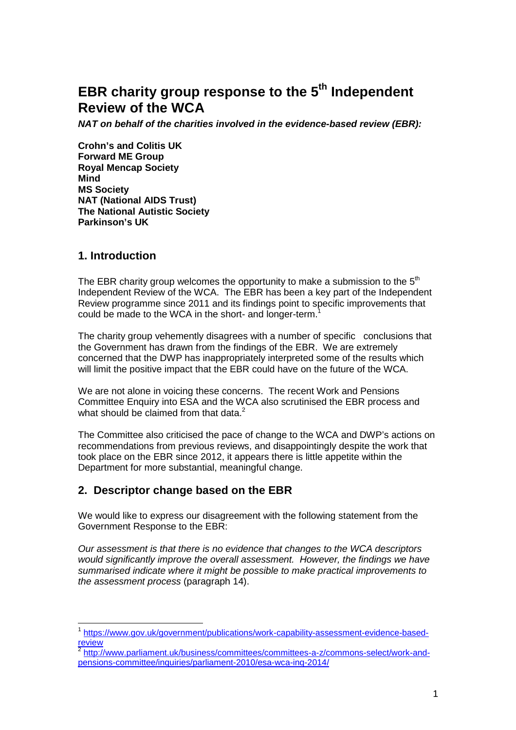# EBR charity group response to the 5th Independent Review of the WCA

***NAT on behalf of the charities involved in the evidence-based review (EBR):***

**Crohn's and Colitis UK**
**Forward ME Group**
**Royal Mencap Society**
**Mind**
**MS Society**
**NAT (National AIDS Trust)**
**The National Autistic Society**
**Parkinson's UK**

## 1. Introduction

The EBR charity group welcomes the opportunity to make a submission to the 5th Independent Review of the WCA. The EBR has been a key part of the Independent Review programme since 2011 and its findings point to specific improvements that could be made to the WCA in the short- and longer-term.[1]

The charity group vehemently disagrees with a number of specific conclusions that the Government has drawn from the findings of the EBR. We are extremely concerned that the DWP has inappropriately interpreted some of the results which will limit the positive impact that the EBR could have on the future of the WCA.

We are not alone in voicing these concerns. The recent Work and Pensions Committee Enquiry into ESA and the WCA also scrutinised the EBR process and what should be claimed from that data.[2]

The Committee also criticised the pace of change to the WCA and DWP's actions on recommendations from previous reviews, and disappointingly despite the work that took place on the EBR since 2012, it appears there is little appetite within the Department for more substantial, meaningful change.

## 2. Descriptor change based on the EBR

We would like to express our disagreement with the following statement from the Government Response to the EBR:

*Our assessment is that there is no evidence that changes to the WCA descriptors would significantly improve the overall assessment. However, the findings we have summarised indicate where it might be possible to make practical improvements to the assessment process* (paragraph 14).

---

[1] https://www.gov.uk/government/publications/work-capability-assessment-evidence-based-review

[2] http://www.parliament.uk/business/committees/committees-a-z/commons-select/work-and-pensions-committee/inquiries/parliament-2010/esa-wca-inq-2014/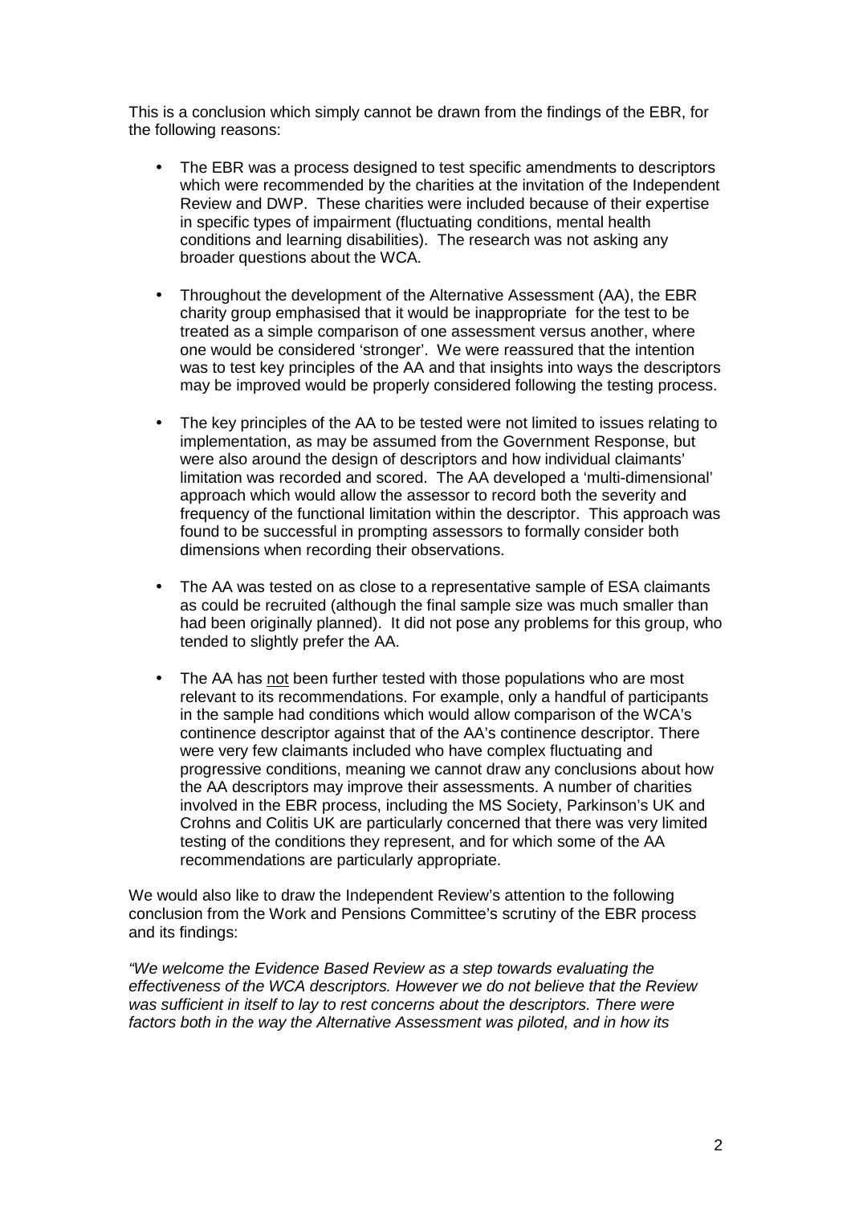This is a conclusion which simply cannot be drawn from the findings of the EBR, for the following reasons:

- The EBR was a process designed to test specific amendments to descriptors which were recommended by the charities at the invitation of the Independent Review and DWP. These charities were included because of their expertise in specific types of impairment (fluctuating conditions, mental health conditions and learning disabilities). The research was not asking any broader questions about the WCA.
- Throughout the development of the Alternative Assessment (AA), the EBR charity group emphasised that it would be inappropriate for the test to be treated as a simple comparison of one assessment versus another, where one would be considered 'stronger'. We were reassured that the intention was to test key principles of the AA and that insights into ways the descriptors may be improved would be properly considered following the testing process.
- The key principles of the AA to be tested were not limited to issues relating to implementation, as may be assumed from the Government Response, but were also around the design of descriptors and how individual claimants' limitation was recorded and scored. The AA developed a 'multi-dimensional' approach which would allow the assessor to record both the severity and frequency of the functional limitation within the descriptor. This approach was found to be successful in prompting assessors to formally consider both dimensions when recording their observations.
- The AA was tested on as close to a representative sample of ESA claimants as could be recruited (although the final sample size was much smaller than had been originally planned). It did not pose any problems for this group, who tended to slightly prefer the AA.
- The AA has <u>not</u> been further tested with those populations who are most relevant to its recommendations. For example, only a handful of participants in the sample had conditions which would allow comparison of the WCA's continence descriptor against that of the AA's continence descriptor. There were very few claimants included who have complex fluctuating and progressive conditions, meaning we cannot draw any conclusions about how the AA descriptors may improve their assessments. A number of charities involved in the EBR process, including the MS Society, Parkinson's UK and Crohns and Colitis UK are particularly concerned that there was very limited testing of the conditions they represent, and for which some of the AA recommendations are particularly appropriate.

We would also like to draw the Independent Review's attention to the following conclusion from the Work and Pensions Committee's scrutiny of the EBR process and its findings:

*"We welcome the Evidence Based Review as a step towards evaluating the effectiveness of the WCA descriptors. However we do not believe that the Review was sufficient in itself to lay to rest concerns about the descriptors. There were factors both in the way the Alternative Assessment was piloted, and in how its*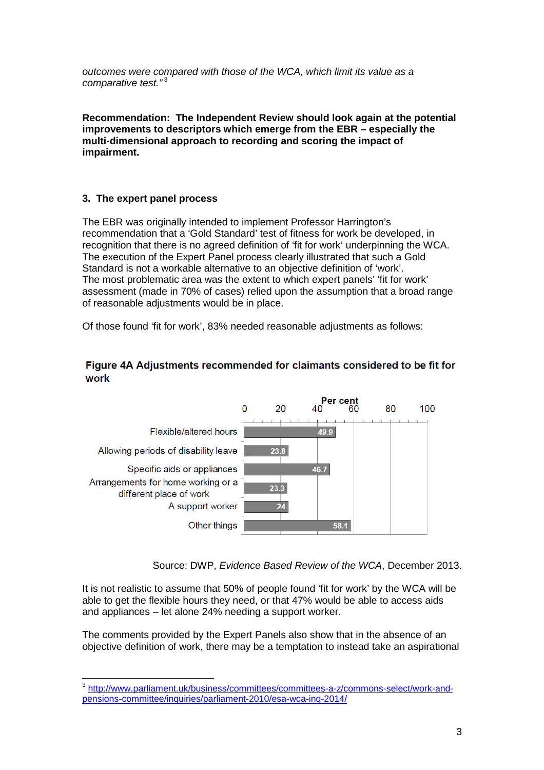*outcomes were compared with those of the WCA, which limit its value as a comparative test."*[3]

**Recommendation: The Independent Review should look again at the potential improvements to descriptors which emerge from the EBR – especially the multi-dimensional approach to recording and scoring the impact of impairment.**

### 3. The expert panel process

The EBR was originally intended to implement Professor Harrington's recommendation that a 'Gold Standard' test of fitness for work be developed, in recognition that there is no agreed definition of 'fit for work' underpinning the WCA. The execution of the Expert Panel process clearly illustrated that such a Gold Standard is not a workable alternative to an objective definition of 'work'. The most problematic area was the extent to which expert panels' 'fit for work' assessment (made in 70% of cases) relied upon the assumption that a broad range of reasonable adjustments would be in place.

Of those found 'fit for work', 83% needed reasonable adjustments as follows:

**Figure 4A Adjustments recommended for claimants considered to be fit for work**

| Adjustment | Per cent |
|---|---|
| Flexible/altered hours | 49.9 |
| Allowing periods of disability leave | 23.8 |
| Specific aids or appliances | 46.7 |
| Arrangements for home working or a different place of work | 23.3 |
| A support worker | 24 |
| Other things | 58.1 |

Source: DWP, *Evidence Based Review of the WCA*, December 2013.

It is not realistic to assume that 50% of people found 'fit for work' by the WCA will be able to get the flexible hours they need, or that 47% would be able to access aids and appliances – let alone 24% needing a support worker.

The comments provided by the Expert Panels also show that in the absence of an objective definition of work, there may be a temptation to instead take an aspirational

---

[3] http://www.parliament.uk/business/committees/committees-a-z/commons-select/work-and-pensions-committee/inquiries/parliament-2010/esa-wca-inq-2014/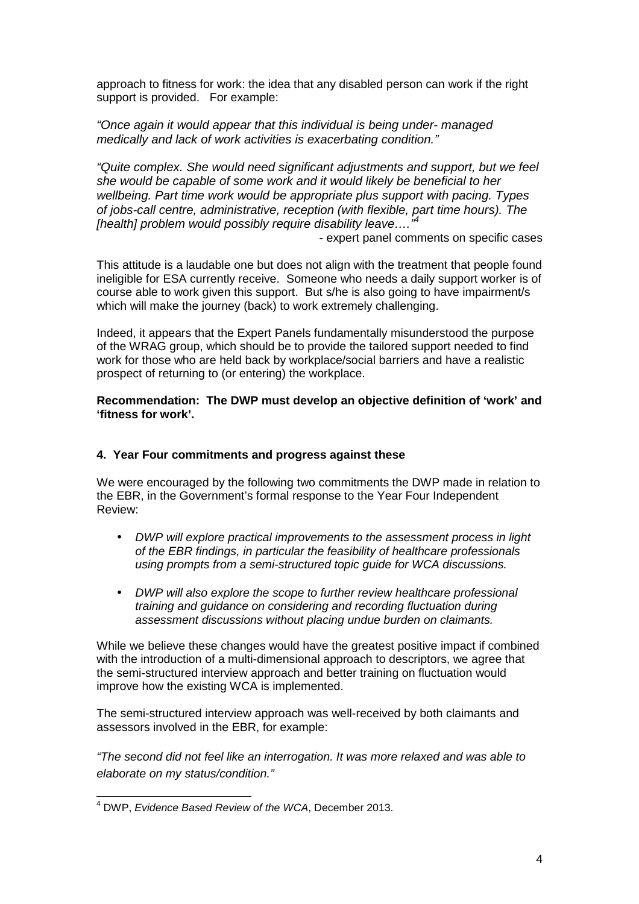approach to fitness for work: the idea that any disabled person can work if the right support is provided. For example:

*"Once again it would appear that this individual is being under- managed medically and lack of work activities is exacerbating condition."*

*"Quite complex. She would need significant adjustments and support, but we feel she would be capable of some work and it would likely be beneficial to her wellbeing. Part time work would be appropriate plus support with pacing. Types of jobs-call centre, administrative, reception (with flexible, part time hours). The [health] problem would possibly require disability leave…."*[4]

- expert panel comments on specific cases

This attitude is a laudable one but does not align with the treatment that people found ineligible for ESA currently receive. Someone who needs a daily support worker is of course able to work given this support. But s/he is also going to have impairment/s which will make the journey (back) to work extremely challenging.

Indeed, it appears that the Expert Panels fundamentally misunderstood the purpose of the WRAG group, which should be to provide the tailored support needed to find work for those who are held back by workplace/social barriers and have a realistic prospect of returning to (or entering) the workplace.

**Recommendation: The DWP must develop an objective definition of 'work' and 'fitness for work'.**

### 4. Year Four commitments and progress against these

We were encouraged by the following two commitments the DWP made in relation to the EBR, in the Government's formal response to the Year Four Independent Review:

- *DWP will explore practical improvements to the assessment process in light of the EBR findings, in particular the feasibility of healthcare professionals using prompts from a semi-structured topic guide for WCA discussions.*
- *DWP will also explore the scope to further review healthcare professional training and guidance on considering and recording fluctuation during assessment discussions without placing undue burden on claimants.*

While we believe these changes would have the greatest positive impact if combined with the introduction of a multi-dimensional approach to descriptors, we agree that the semi-structured interview approach and better training on fluctuation would improve how the existing WCA is implemented.

The semi-structured interview approach was well-received by both claimants and assessors involved in the EBR, for example:

*"The second did not feel like an interrogation. It was more relaxed and was able to elaborate on my status/condition."*

[4] DWP, *Evidence Based Review of the WCA*, December 2013.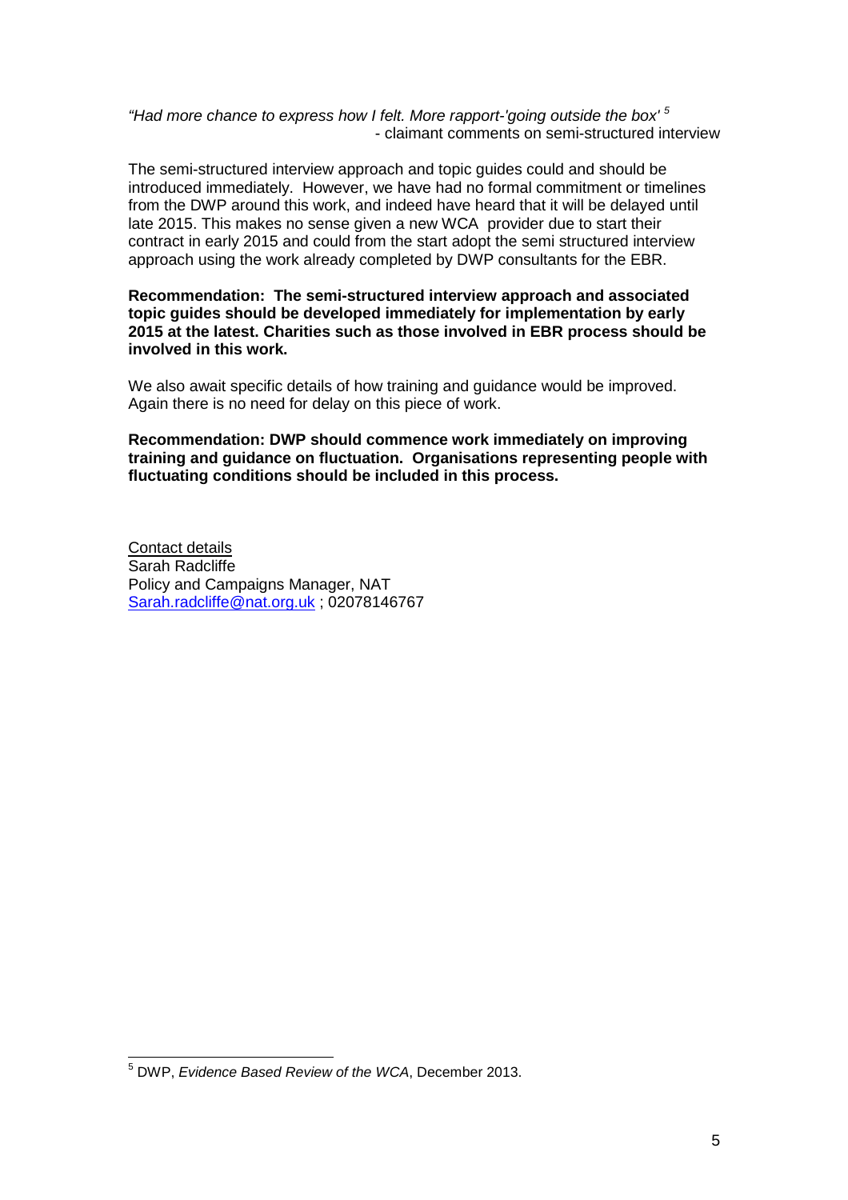*"Had more chance to express how I felt. More rapport-'going outside the box'* [5]
- claimant comments on semi-structured interview

The semi-structured interview approach and topic guides could and should be introduced immediately. However, we have had no formal commitment or timelines from the DWP around this work, and indeed have heard that it will be delayed until late 2015. This makes no sense given a new WCA provider due to start their contract in early 2015 and could from the start adopt the semi structured interview approach using the work already completed by DWP consultants for the EBR.

**Recommendation: The semi-structured interview approach and associated topic guides should be developed immediately for implementation by early 2015 at the latest. Charities such as those involved in EBR process should be involved in this work.**

We also await specific details of how training and guidance would be improved. Again there is no need for delay on this piece of work.

**Recommendation: DWP should commence work immediately on improving training and guidance on fluctuation. Organisations representing people with fluctuating conditions should be included in this process.**

Contact details
Sarah Radcliffe
Policy and Campaigns Manager, NAT
Sarah.radcliffe@nat.org.uk ; 02078146767

---

[5] DWP, *Evidence Based Review of the WCA*, December 2013.